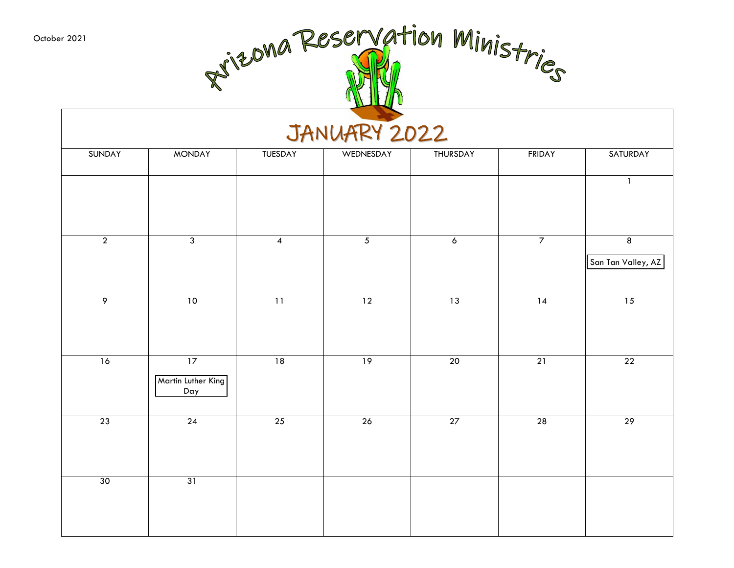October 2021

# Arizona Reservation Ministries

## JANUARY 2022

| SUNDAY | MONDAY | TUESDAY | WEDNESDAY | THURSDAY | FRIDAY | SATURDAY |
|---|---|---|---|---|---|---|
| | | | | | | 1 |
| 2 | 3 | 4 | 5 | 6 | 7 | 8 San Tan Valley, AZ |
| 9 | 10 | 11 | 12 | 13 | 14 | 15 |
| 16 | 17 Martin Luther King Day | 18 | 19 | 20 | 21 | 22 |
| 23 | 24 | 25 | 26 | 27 | 28 | 29 |
| 30 | 31 | | | | | |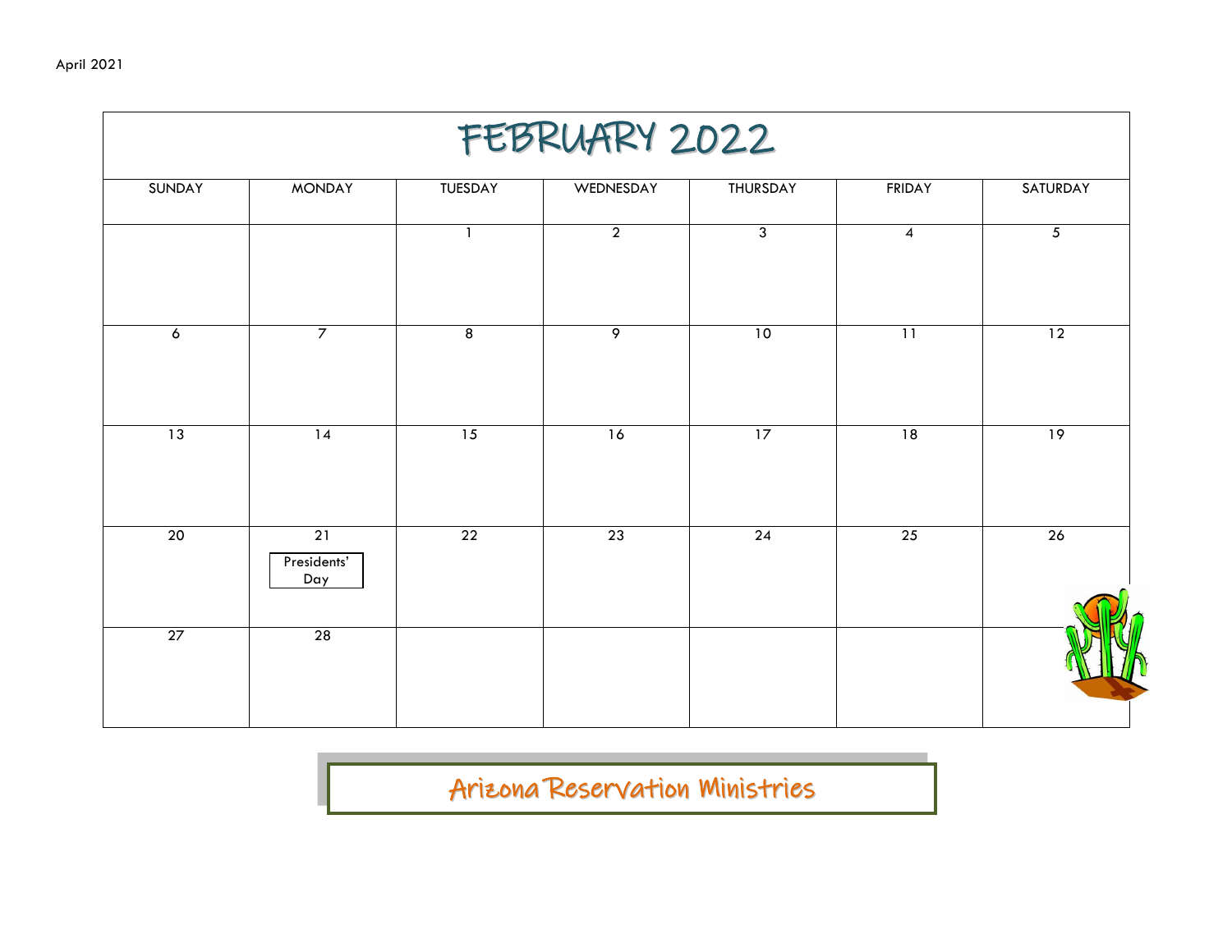# FEBRUARY 2022

| SUNDAY | MONDAY | TUESDAY | WEDNESDAY | THURSDAY | FRIDAY | SATURDAY |
|---|---|---|---|---|---|---|
| | | 1 | 2 | 3 | 4 | 5 |
| 6 | 7 | 8 | 9 | 10 | 11 | 12 |
| 13 | 14 | 15 | 16 | 17 | 18 | 19 |
| 20 | 21 Presidents' Day | 22 | 23 | 24 | 25 | 26 |
| 27 | 28 | | | | | |

Arizona Reservation Ministries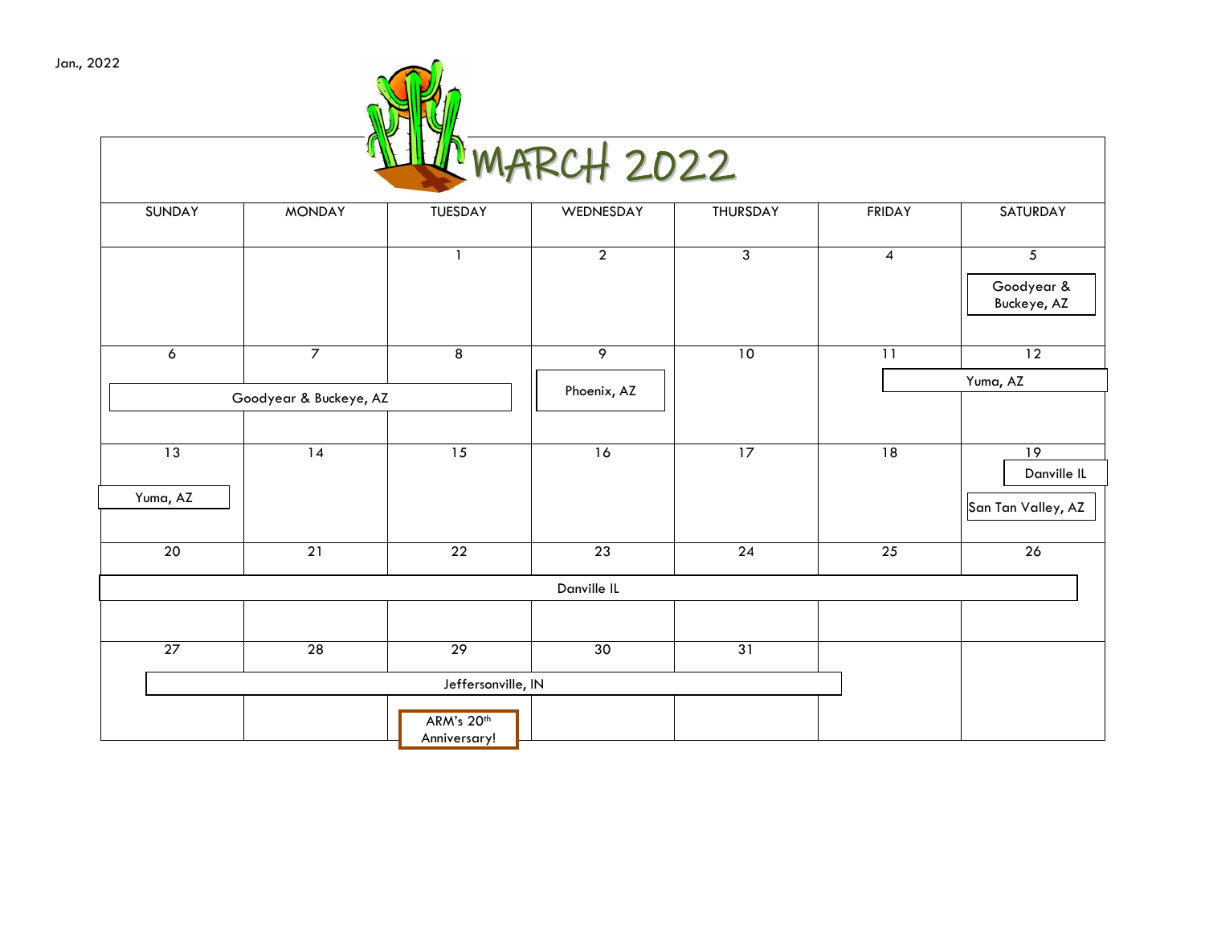Jan., 2022

# MARCH 2022

| SUNDAY | MONDAY | TUESDAY | WEDNESDAY | THURSDAY | FRIDAY | SATURDAY |
|---|---|---|---|---|---|---|
| | | 1 | 2 | 3 | 4 | 5<br>Goodyear & Buckeye, AZ |
| 6<br>Goodyear & Buckeye, AZ | 7<br>Goodyear & Buckeye, AZ | 8<br>Goodyear & Buckeye, AZ | 9<br>Phoenix, AZ | 10 | 11<br>Yuma, AZ | 12<br>Yuma, AZ |
| 13<br>Yuma, AZ | 14 | 15 | 16 | 17 | 18 | 19<br>Danville IL<br>San Tan Valley, AZ |
| 20<br>Danville IL | 21<br>Danville IL | 22<br>Danville IL | 23<br>Danville IL | 24<br>Danville IL | 25<br>Danville IL | 26<br>Danville IL |
| 27<br>Jeffersonville, IN | 28<br>Jeffersonville, IN | 29<br>Jeffersonville, IN<br>ARM's 20th Anniversary! | 30<br>Jeffersonville, IN | 31<br>Jeffersonville, IN | Jeffersonville, IN | |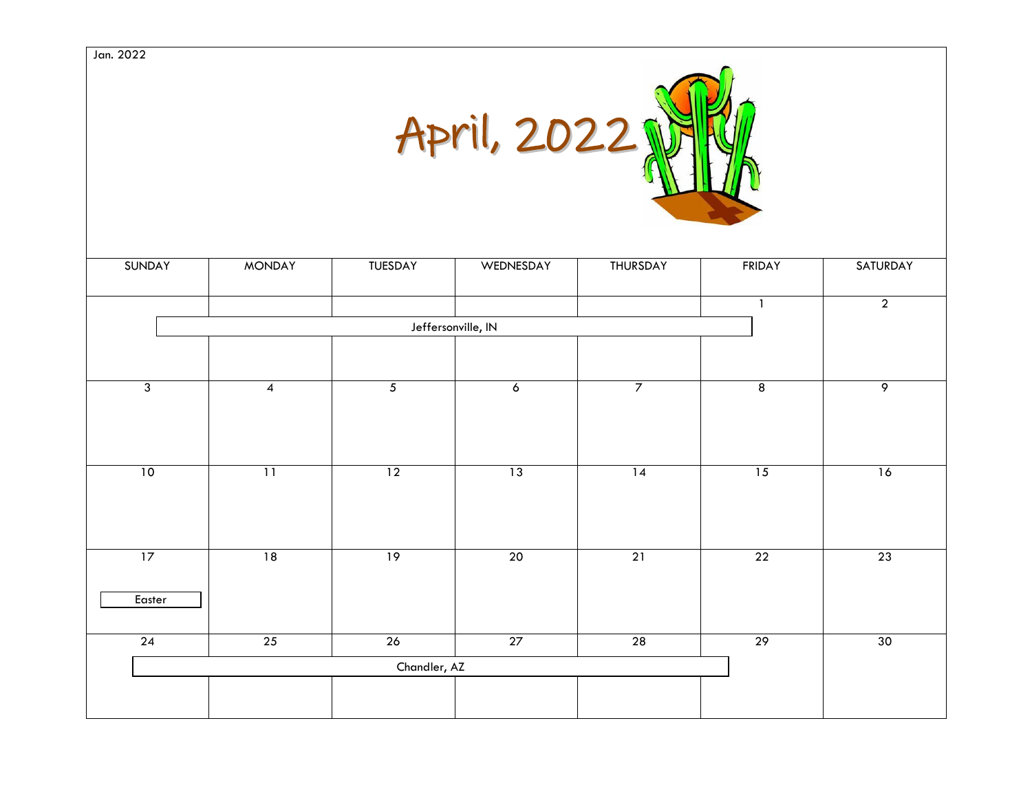Jan. 2022

# April, 2022

| SUNDAY | MONDAY | TUESDAY | WEDNESDAY | THURSDAY | FRIDAY | SATURDAY |
|---|---|---|---|---|---|---|
| | | | Jeffersonville, IN | | 1 | 2 |
| 3 | 4 | 5 | 6 | 7 | 8 | 9 |
| 10 | 11 | 12 | 13 | 14 | 15 | 16 |
| 17<br>Easter | 18 | 19 | 20 | 21 | 22 | 23 |
| 24 | 25 | 26<br>Chandler, AZ | 27 | 28 | 29 | 30 |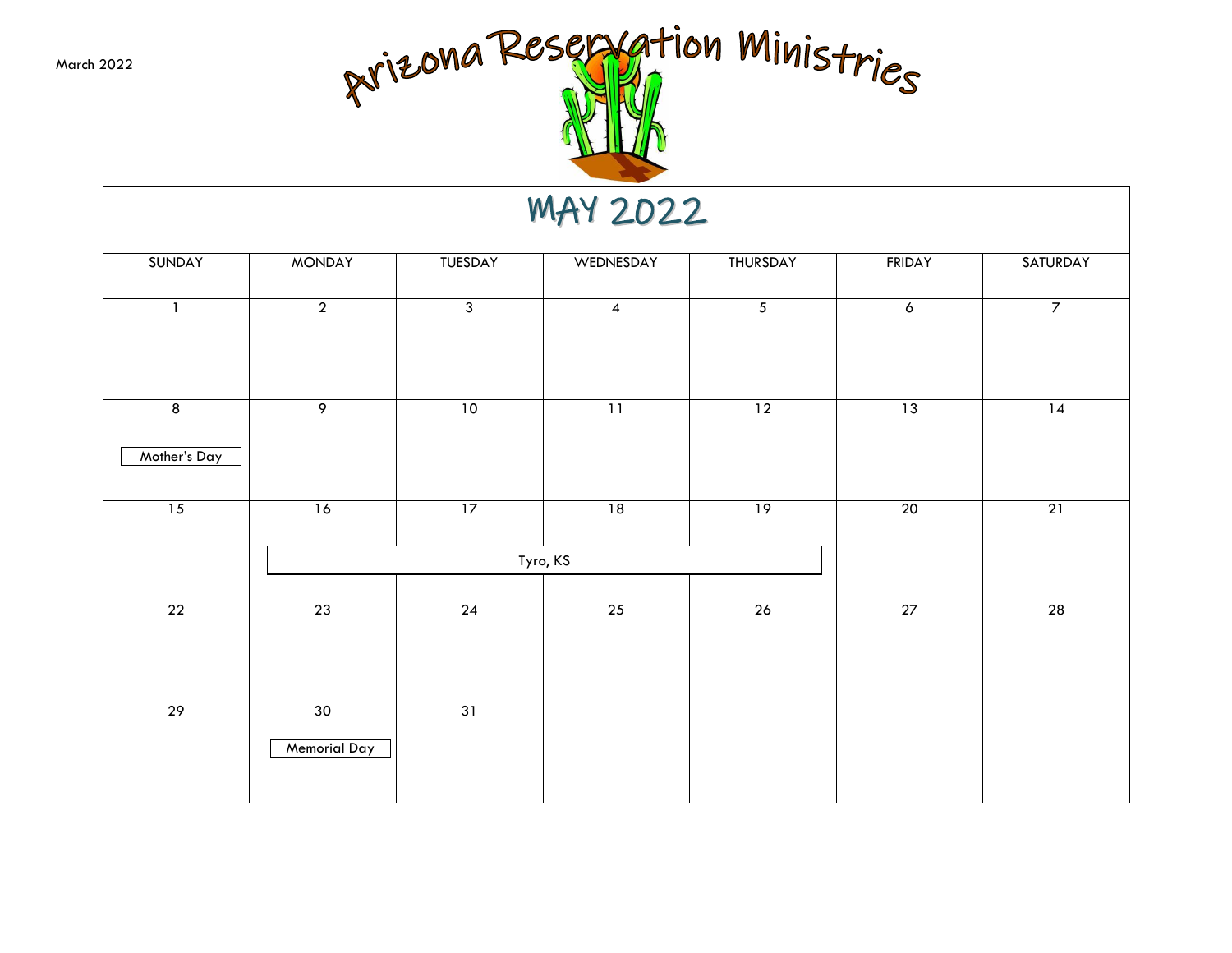March 2022

# Arizona Reservation Ministries

## MAY 2022

| SUNDAY | MONDAY | TUESDAY | WEDNESDAY | THURSDAY | FRIDAY | SATURDAY |
|---|---|---|---|---|---|---|
| 1 | 2 | 3 | 4 | 5 | 6 | 7 |
| 8 Mother's Day | 9 | 10 | 11 | 12 | 13 | 14 |
| 15 | 16 Tyro, KS | 17 Tyro, KS | 18 Tyro, KS | 19 Tyro, KS | 20 | 21 |
| 22 | 23 | 24 | 25 | 26 | 27 | 28 |
| 29 | 30 Memorial Day | 31 | | | | |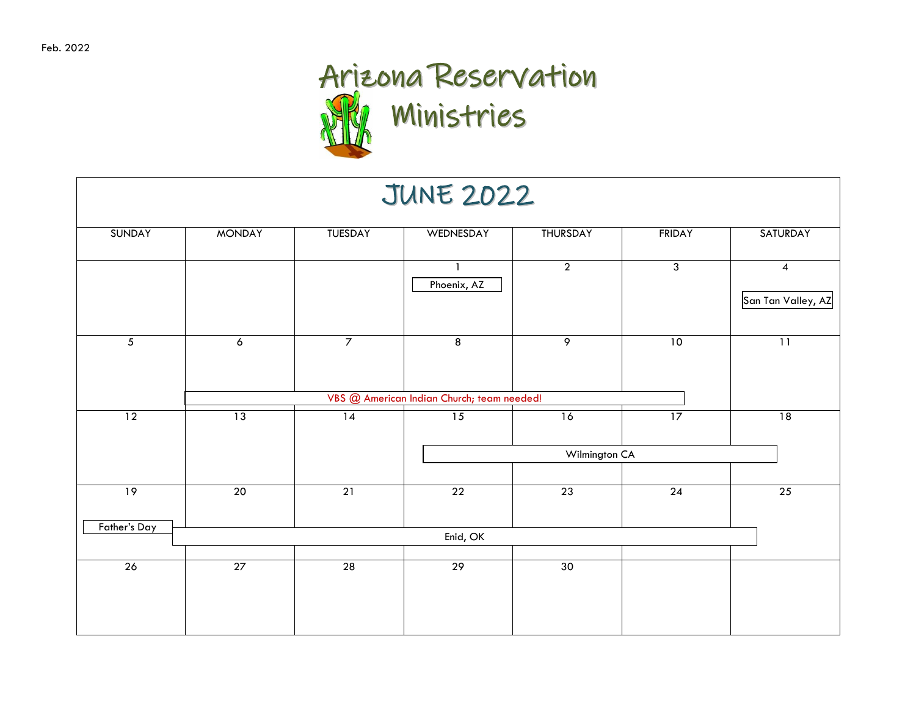Feb. 2022

# Arizona Reservation Ministries

## JUNE 2022

| SUNDAY | MONDAY | TUESDAY | WEDNESDAY | THURSDAY | FRIDAY | SATURDAY |
|---|---|---|---|---|---|---|
| | | | 1 Phoenix, AZ | 2 | 3 | 4 San Tan Valley, AZ |
| 5 | 6 VBS @ American Indian Church; team needed! | 7 VBS @ American Indian Church; team needed! | 8 VBS @ American Indian Church; team needed! | 9 VBS @ American Indian Church; team needed! | 10 VBS @ American Indian Church; team needed! | 11 |
| 12 | 13 | 14 | 15 Wilmington CA | 16 Wilmington CA | 17 Wilmington CA | 18 Wilmington CA |
| 19 Father's Day | 20 Enid, OK | 21 Enid, OK | 22 Enid, OK | 23 Enid, OK | 24 Enid, OK | 25 Enid, OK |
| 26 | 27 | 28 | 29 | 30 | | |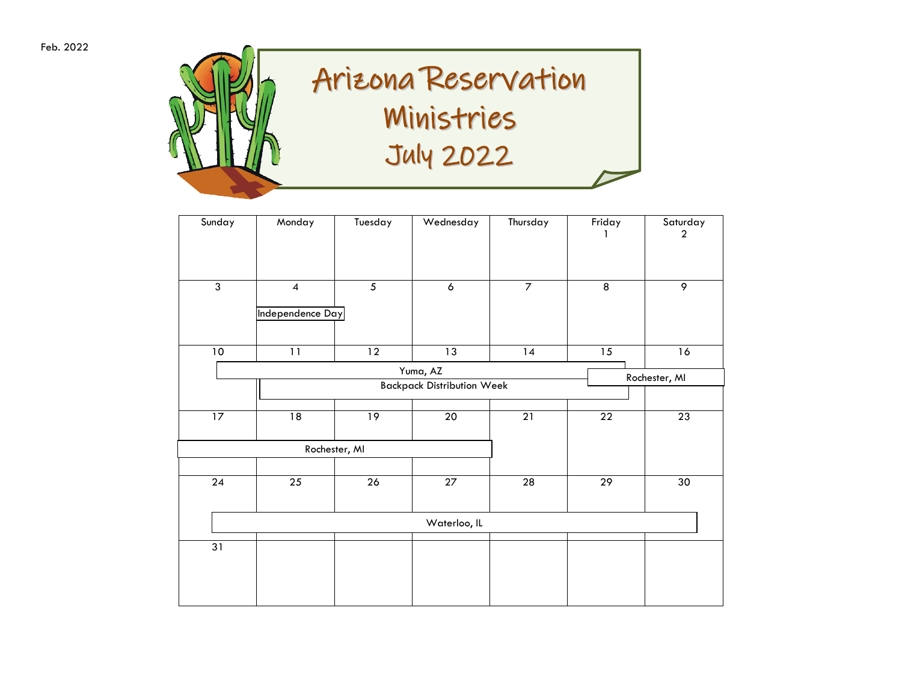Feb. 2022

# Arizona Reservation Ministries
# July 2022

| Sunday | Monday | Tuesday | Wednesday | Thursday | Friday | Saturday |
|---|---|---|---|---|---|---|
| | | | | | 1 | 2 |
| 3 | 4 Independence Day | 5 | 6 | 7 | 8 | 9 |
| 10 Yuma, AZ | 11 Yuma, AZ; Backpack Distribution Week | 12 Yuma, AZ; Backpack Distribution Week | 13 Yuma, AZ; Backpack Distribution Week | 14 Yuma, AZ; Backpack Distribution Week | 15 Yuma, AZ; Backpack Distribution Week; Rochester, MI | 16 Rochester, MI |
| 17 Rochester, MI | 18 Rochester, MI | 19 Rochester, MI | 20 Rochester, MI | 21 | 22 | 23 |
| 24 Waterloo, IL | 25 Waterloo, IL | 26 Waterloo, IL | 27 Waterloo, IL | 28 Waterloo, IL | 29 Waterloo, IL | 30 Waterloo, IL |
| 31 | | | | | | |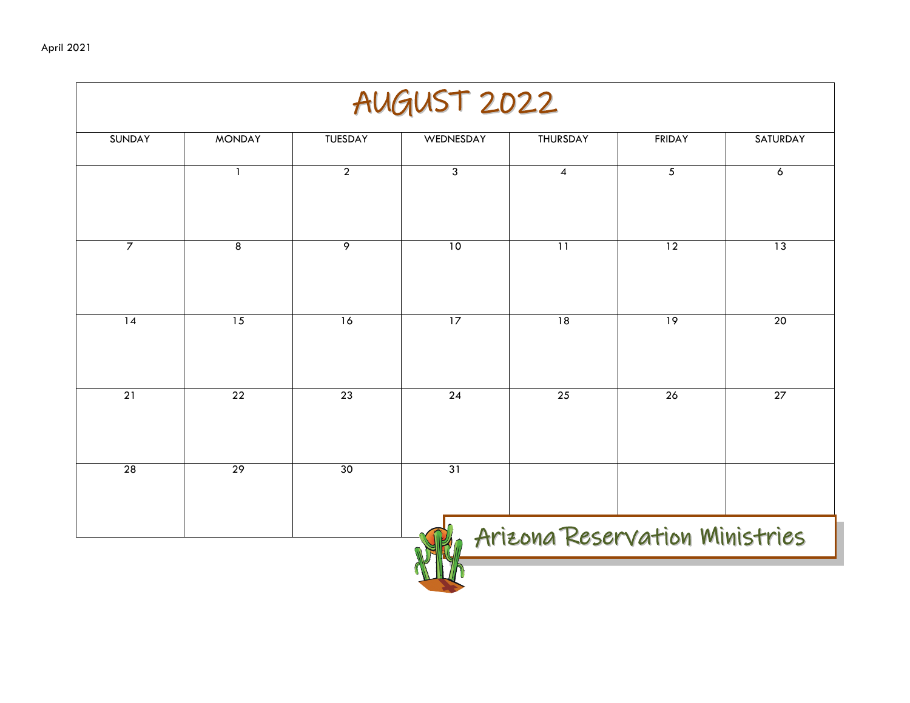April 2021

# AUGUST 2022

| SUNDAY | MONDAY | TUESDAY | WEDNESDAY | THURSDAY | FRIDAY | SATURDAY |
| --- | --- | --- | --- | --- | --- | --- |
| | 1 | 2 | 3 | 4 | 5 | 6 |
| 7 | 8 | 9 | 10 | 11 | 12 | 13 |
| 14 | 15 | 16 | 17 | 18 | 19 | 20 |
| 21 | 22 | 23 | 24 | 25 | 26 | 27 |
| 28 | 29 | 30 | 31 | | | |

Arizona Reservation Ministries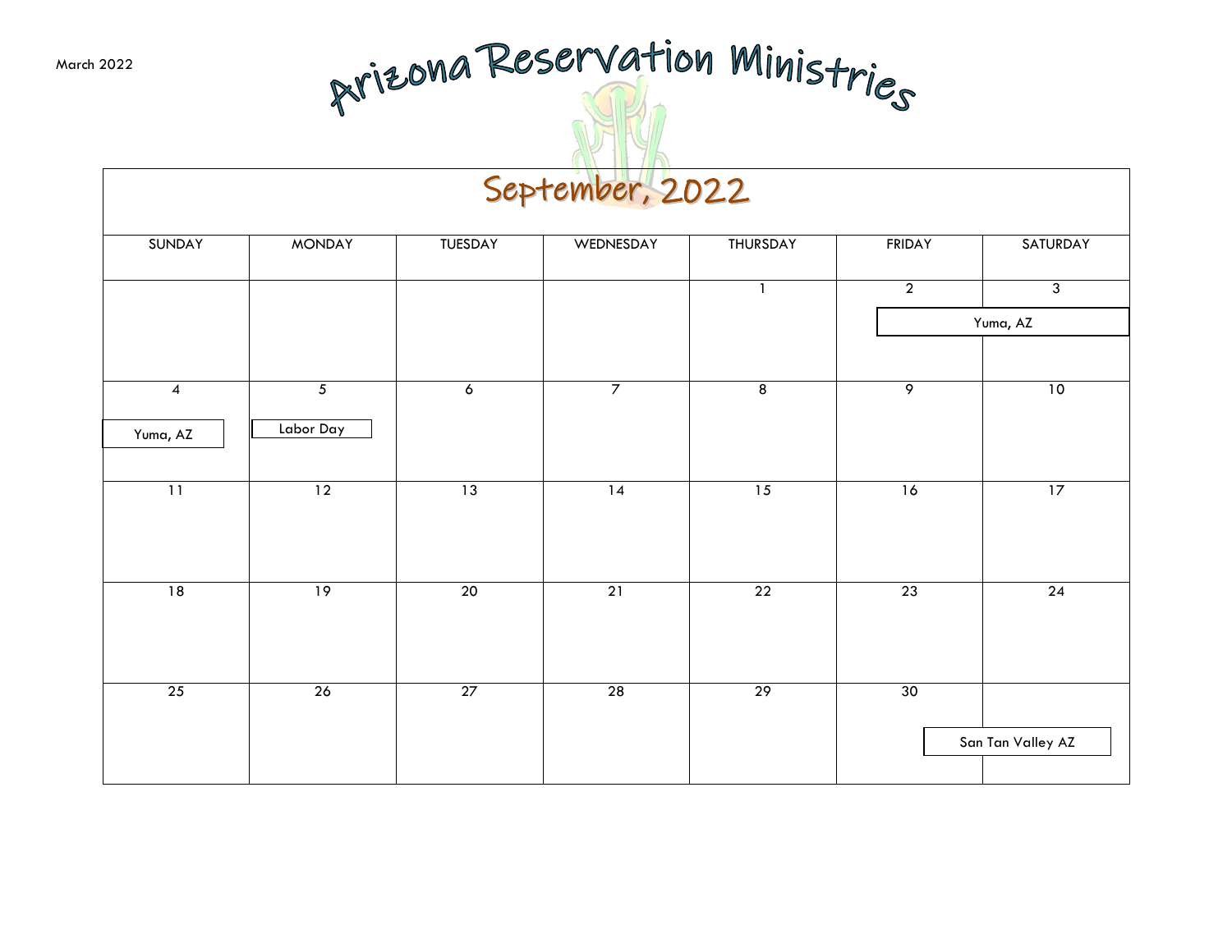March 2022

# Arizona Reservation Ministries

## September, 2022

| SUNDAY | MONDAY | TUESDAY | WEDNESDAY | THURSDAY | FRIDAY | SATURDAY |
|---|---|---|---|---|---|---|
| | | | | 1 | 2 Yuma, AZ | 3 Yuma, AZ |
| 4 Yuma, AZ | 5 Labor Day | 6 | 7 | 8 | 9 | 10 |
| 11 | 12 | 13 | 14 | 15 | 16 | 17 |
| 18 | 19 | 20 | 21 | 22 | 23 | 24 |
| 25 | 26 | 27 | 28 | 29 | 30 San Tan Valley AZ | San Tan Valley AZ |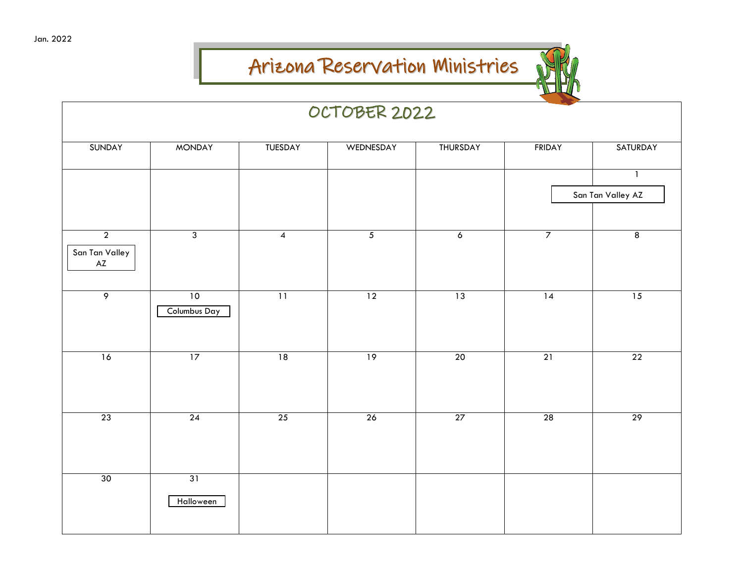Jan. 2022

# Arizona Reservation Ministries

## OCTOBER 2022

| SUNDAY | MONDAY | TUESDAY | WEDNESDAY | THURSDAY | FRIDAY | SATURDAY |
|---|---|---|---|---|---|---|
| | | | | | | 1 San Tan Valley AZ |
| 2 San Tan Valley AZ | 3 | 4 | 5 | 6 | 7 | 8 |
| 9 | 10 Columbus Day | 11 | 12 | 13 | 14 | 15 |
| 16 | 17 | 18 | 19 | 20 | 21 | 22 |
| 23 | 24 | 25 | 26 | 27 | 28 | 29 |
| 30 | 31 Halloween | | | | | |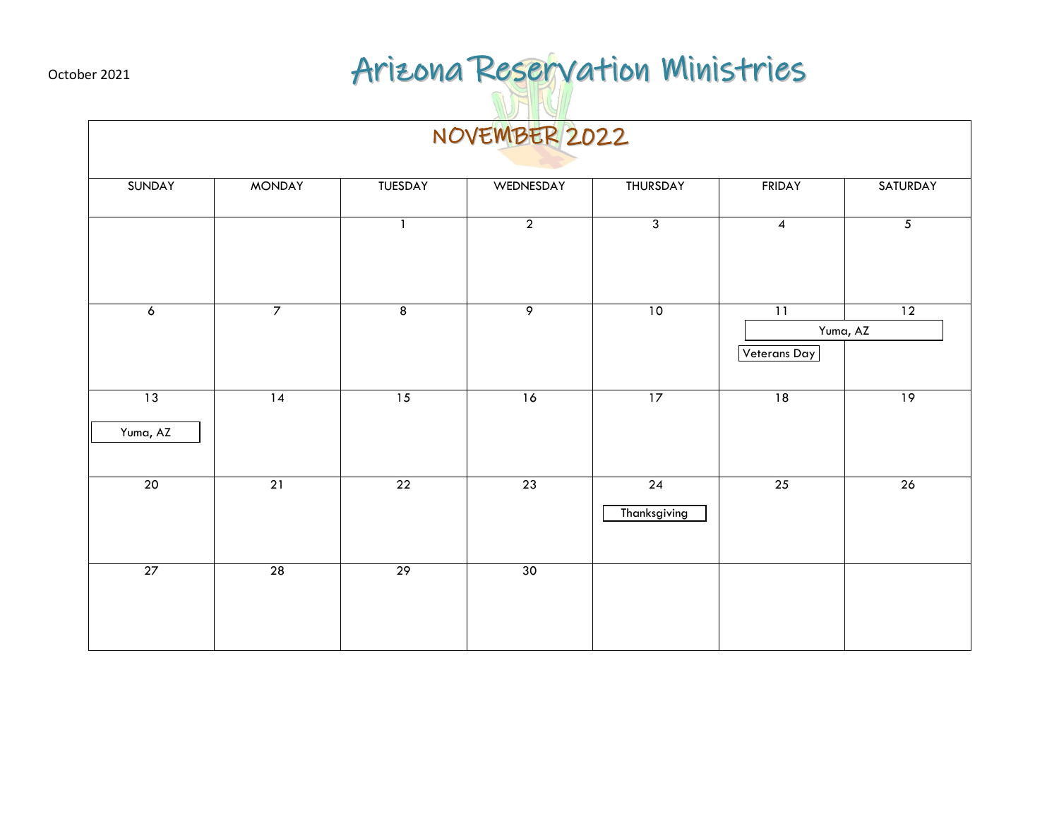October 2021

# Arizona Reservation Ministries

## NOVEMBER 2022

| SUNDAY | MONDAY | TUESDAY | WEDNESDAY | THURSDAY | FRIDAY | SATURDAY |
|---|---|---|---|---|---|---|
| | | 1 | 2 | 3 | 4 | 5 |
| 6 | 7 | 8 | 9 | 10 | 11 Yuma, AZ Veterans Day | 12 Yuma, AZ |
| 13 Yuma, AZ | 14 | 15 | 16 | 17 | 18 | 19 |
| 20 | 21 | 22 | 23 | 24 Thanksgiving | 25 | 26 |
| 27 | 28 | 29 | 30 | | | |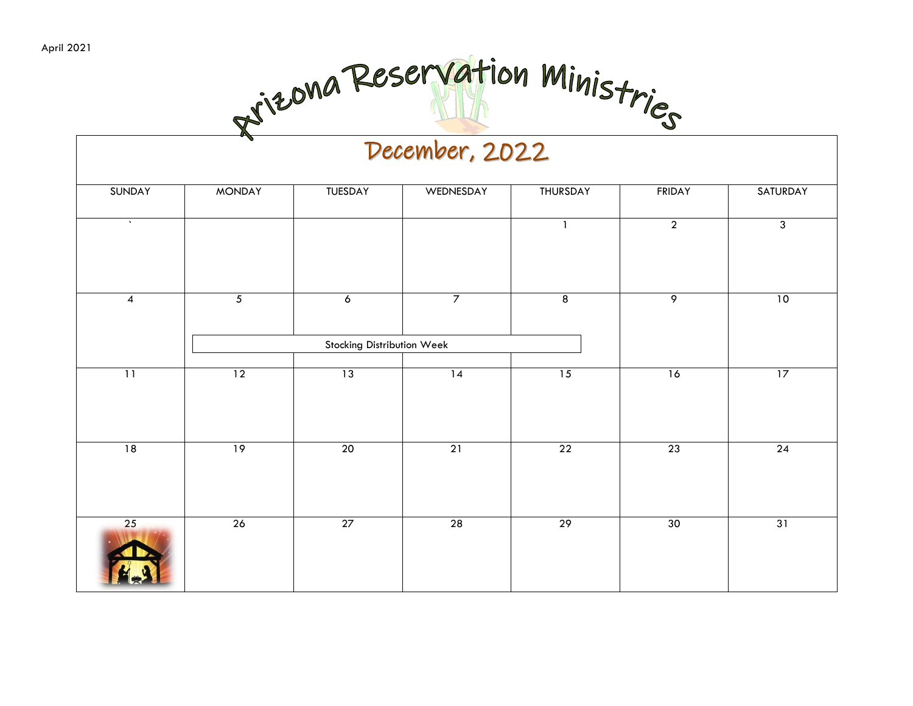April 2021

# Arizona Reservation Ministries

## December, 2022

| SUNDAY | MONDAY | TUESDAY | WEDNESDAY | THURSDAY | FRIDAY | SATURDAY |
|---|---|---|---|---|---|---|
| ` | | | | 1 | 2 | 3 |
| 4 | 5 Stocking Distribution Week | 6 Stocking Distribution Week | 7 Stocking Distribution Week | 8 Stocking Distribution Week | 9 | 10 |
| 11 | 12 | 13 | 14 | 15 | 16 | 17 |
| 18 | 19 | 20 | 21 | 22 | 23 | 24 |
| 25 | 26 | 27 | 28 | 29 | 30 | 31 |